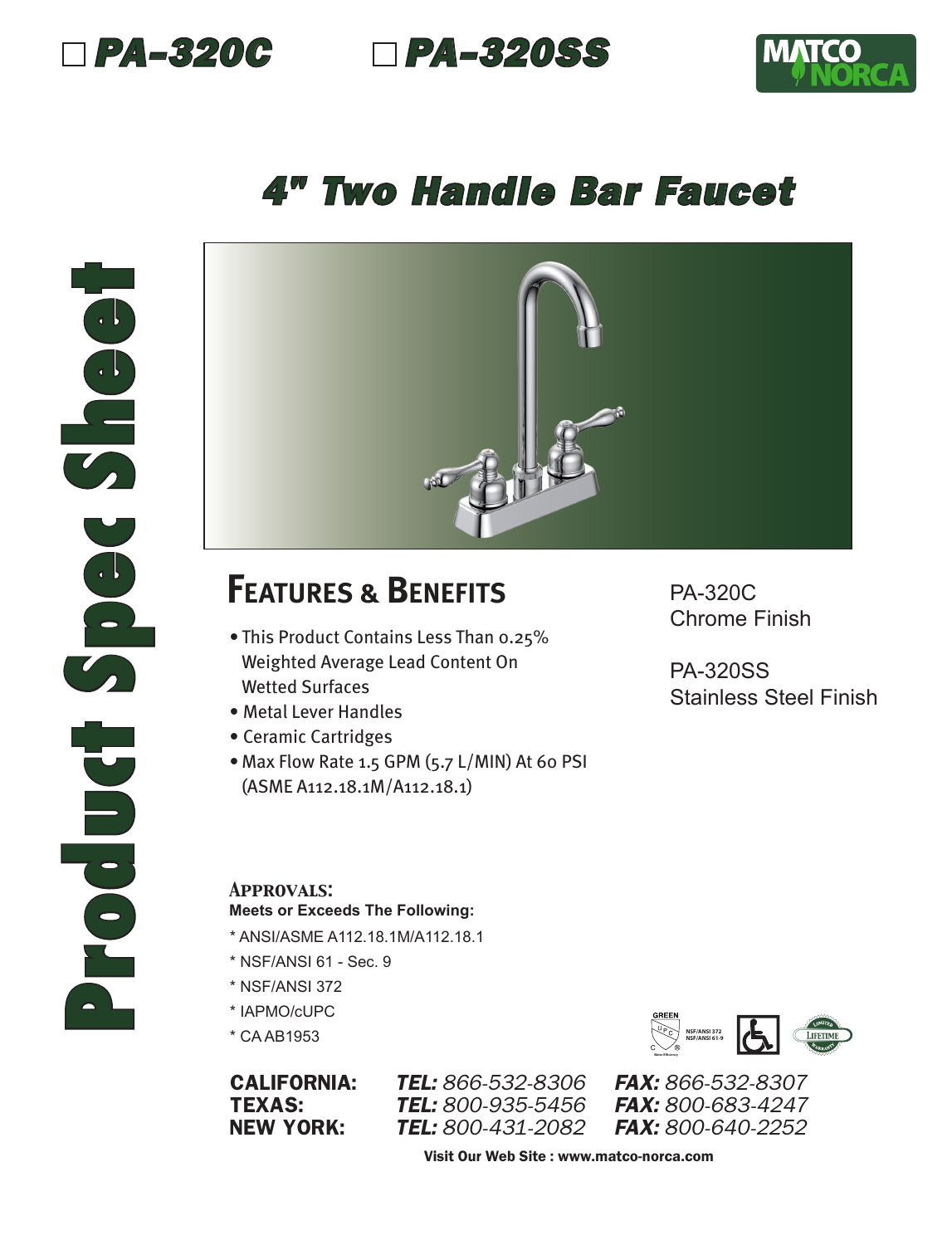☐ **PA-320C** ☐ **PA-320SS**

MATCO NORCA

# 4" Two Handle Bar Faucet

Product Spec Sheet

## Features & Benefits

- This Product Contains Less Than 0.25% Weighted Average Lead Content On Wetted Surfaces
- Metal Lever Handles
- Ceramic Cartridges
- Max Flow Rate 1.5 GPM (5.7 L/MIN) At 60 PSI (ASME A112.18.1M/A112.18.1)

PA-320C
Chrome Finish

PA-320SS
Stainless Steel Finish

### Approvals:

**Meets or Exceeds The Following:**

* ANSI/ASME A112.18.1M/A112.18.1
* NSF/ANSI 61 - Sec. 9
* NSF/ANSI 372
* IAPMO/cUPC
* CA AB1953

GREEN UPC NSF/ANSI 372 NSF/ANSI 61-9 LIMITED LIFETIME WARRANTY

| | | |
|---|---|---|
| **CALIFORNIA:** | ***TEL:*** *866-532-8306* | ***FAX:*** *866-532-8307* |
| **TEXAS:** | ***TEL:*** *800-935-5456* | ***FAX:*** *800-683-4247* |
| **NEW YORK:** | ***TEL:*** *800-431-2082* | ***FAX:*** *800-640-2252* |

**Visit Our Web Site : www.matco-norca.com**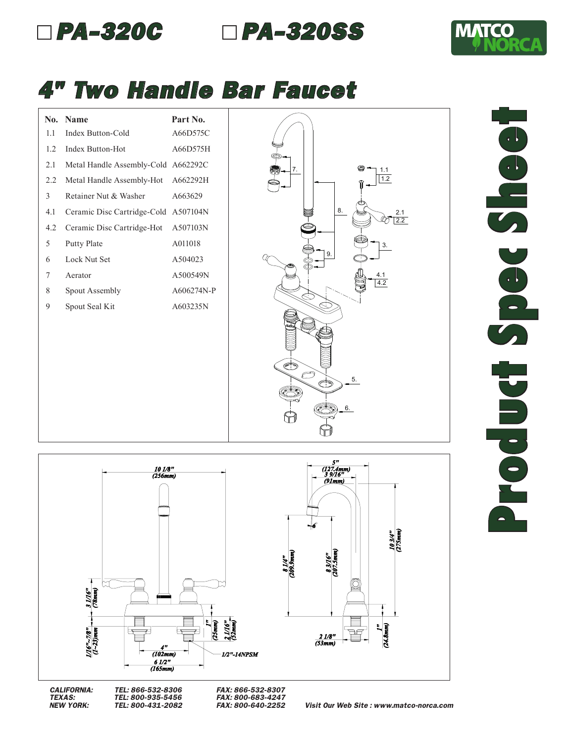☐ **PA-320C** ☐ **PA-320SS**

MATCO NORCA

# 4" Two Handle Bar Faucet

| No. | Name | Part No. |
|---|---|---|
| 1.1 | Index Button-Cold | A66D575C |
| 1.2 | Index Button-Hot | A66D575H |
| 2.1 | Metal Handle Assembly-Cold | A662292C |
| 2.2 | Metal Handle Assembly-Hot | A662292H |
| 3 | Retainer Nut & Washer | A663629 |
| 4.1 | Ceramic Disc Cartridge-Cold | A507104N |
| 4.2 | Ceramic Disc Cartridge-Hot | A507103N |
| 5 | Putty Plate | A011018 |
| 6 | Lock Nut Set | A504023 |
| 7 | Aerator | A500549N |
| 8 | Spout Assembly | A606274N-P |
| 9 | Spout Seal Kit | A603235N |

10 1/8" (256mm)
3 1/16" (78mm)
1/16"~7/8" (1~23)mm
1" (25mm)
2 1/16" (52mm)
4" (102mm)
6 1/2" (165mm)
1/2"-14NPSM

5" (127.4mm)
3 9/16" (91mm)
8 1/4" (209.9mm)
8 3/16" (207.5mm)
10 3/4" (275mm)
2 1/8" (53mm)
1" (24.8mm)

**Product Spec Sheet**

*CALIFORNIA:* *TEL: 866-532-8306* *FAX: 866-532-8307*
*TEXAS:* *TEL: 800-935-5456* *FAX: 800-683-4247*
*NEW YORK:* *TEL: 800-431-2082* *FAX: 800-640-2252*

*Visit Our Web Site : www.matco-norca.com*